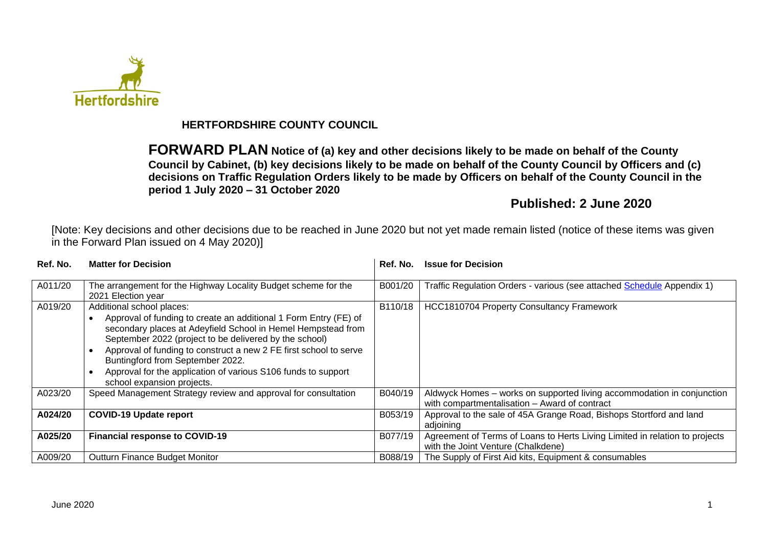**Hertfordshire**

## HERTFORDSHIRE COUNTY COUNCIL

**FORWARD PLAN Notice of (a) key and other decisions likely to be made on behalf of the County Council by Cabinet, (b) key decisions likely to be made on behalf of the County Council by Officers and (c) decisions on Traffic Regulation Orders likely to be made by Officers on behalf of the County Council in the period 1 July 2020 – 31 October 2020**

**Published: 2 June 2020**

[Note: Key decisions and other decisions due to be reached in June 2020 but not yet made remain listed (notice of these items was given in the Forward Plan issued on 4 May 2020)]

| Ref. No. | Matter for Decision | Ref. No. | Issue for Decision |
|---|---|---|---|
| A011/20 | The arrangement for the Highway Locality Budget scheme for the 2021 Election year | B001/20 | Traffic Regulation Orders - various (see attached Schedule Appendix 1) |
| A019/20 | Additional school places:<br>• Approval of funding to create an additional 1 Form Entry (FE) of secondary places at Adeyfield School in Hemel Hempstead from September 2022 (project to be delivered by the school)<br>• Approval of funding to construct a new 2 FE first school to serve Buntingford from September 2022.<br>• Approval for the application of various S106 funds to support school expansion projects. | B110/18 | HCC1810704 Property Consultancy Framework |
| A023/20 | Speed Management Strategy review and approval for consultation | B040/19 | Aldwyck Homes – works on supported living accommodation in conjunction with compartmentalisation – Award of contract |
| **A024/20** | **COVID-19 Update report** | B053/19 | Approval to the sale of 45A Grange Road, Bishops Stortford and land adjoining |
| **A025/20** | **Financial response to COVID-19** | B077/19 | Agreement of Terms of Loans to Herts Living Limited in relation to projects with the Joint Venture (Chalkdene) |
| A009/20 | Outturn Finance Budget Monitor | B088/19 | The Supply of First Aid kits, Equipment & consumables |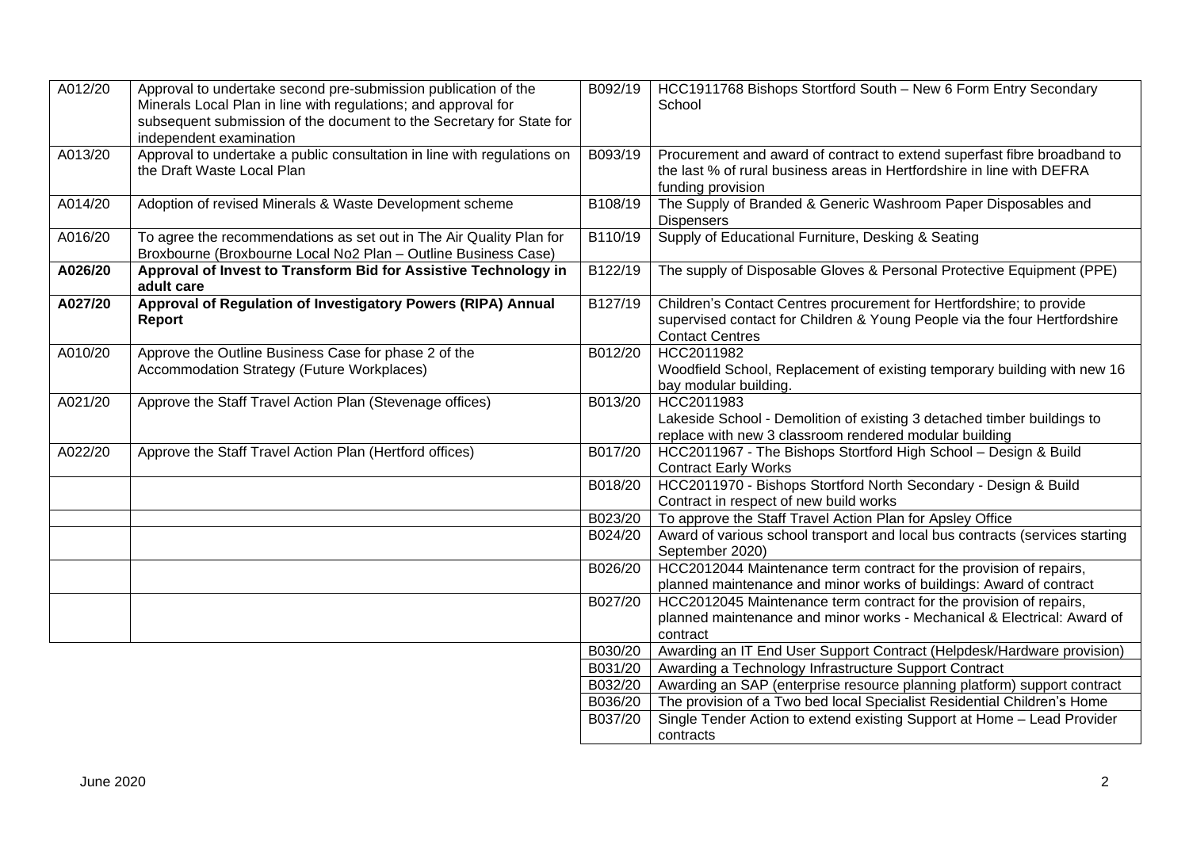| | | | |
|---|---|---|---|
| A012/20 | Approval to undertake second pre-submission publication of the Minerals Local Plan in line with regulations; and approval for subsequent submission of the document to the Secretary for State for independent examination | B092/19 | HCC1911768 Bishops Stortford South – New 6 Form Entry Secondary School |
| A013/20 | Approval to undertake a public consultation in line with regulations on the Draft Waste Local Plan | B093/19 | Procurement and award of contract to extend superfast fibre broadband to the last % of rural business areas in Hertfordshire in line with DEFRA funding provision |
| A014/20 | Adoption of revised Minerals & Waste Development scheme | B108/19 | The Supply of Branded & Generic Washroom Paper Disposables and Dispensers |
| A016/20 | To agree the recommendations as set out in The Air Quality Plan for Broxbourne (Broxbourne Local No2 Plan – Outline Business Case) | B110/19 | Supply of Educational Furniture, Desking & Seating |
| **A026/20** | **Approval of Invest to Transform Bid for Assistive Technology in adult care** | B122/19 | The supply of Disposable Gloves & Personal Protective Equipment (PPE) |
| **A027/20** | **Approval of Regulation of Investigatory Powers (RIPA) Annual Report** | B127/19 | Children's Contact Centres procurement for Hertfordshire; to provide supervised contact for Children & Young People via the four Hertfordshire Contact Centres |
| A010/20 | Approve the Outline Business Case for phase 2 of the Accommodation Strategy (Future Workplaces) | B012/20 | HCC2011982<br>Woodfield School, Replacement of existing temporary building with new 16 bay modular building. |
| A021/20 | Approve the Staff Travel Action Plan (Stevenage offices) | B013/20 | HCC2011983<br>Lakeside School - Demolition of existing 3 detached timber buildings to replace with new 3 classroom rendered modular building |
| A022/20 | Approve the Staff Travel Action Plan (Hertford offices) | B017/20 | HCC2011967 - The Bishops Stortford High School – Design & Build Contract Early Works |
| | | B018/20 | HCC2011970 - Bishops Stortford North Secondary - Design & Build Contract in respect of new build works |
| | | B023/20 | To approve the Staff Travel Action Plan for Apsley Office |
| | | B024/20 | Award of various school transport and local bus contracts (services starting September 2020) |
| | | B026/20 | HCC2012044 Maintenance term contract for the provision of repairs, planned maintenance and minor works of buildings: Award of contract |
| | | B027/20 | HCC2012045 Maintenance term contract for the provision of repairs, planned maintenance and minor works - Mechanical & Electrical: Award of contract |
| | | B030/20 | Awarding an IT End User Support Contract (Helpdesk/Hardware provision) |
| | | B031/20 | Awarding a Technology Infrastructure Support Contract |
| | | B032/20 | Awarding an SAP (enterprise resource planning platform) support contract |
| | | B036/20 | The provision of a Two bed local Specialist Residential Children's Home |
| | | B037/20 | Single Tender Action to extend existing Support at Home – Lead Provider contracts |

June 2020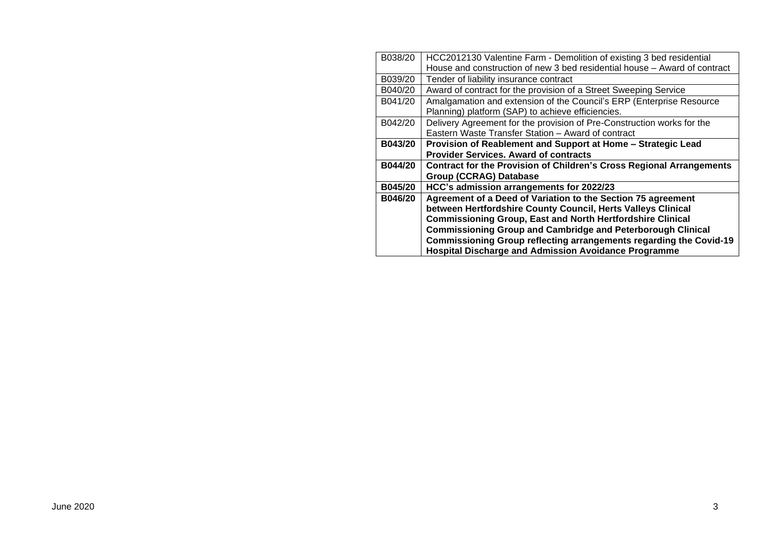| | |
|---|---|
| B038/20 | HCC2012130 Valentine Farm - Demolition of existing 3 bed residential House and construction of new 3 bed residential house – Award of contract |
| B039/20 | Tender of liability insurance contract |
| B040/20 | Award of contract for the provision of a Street Sweeping Service |
| B041/20 | Amalgamation and extension of the Council's ERP (Enterprise Resource Planning) platform (SAP) to achieve efficiencies. |
| B042/20 | Delivery Agreement for the provision of Pre-Construction works for the Eastern Waste Transfer Station – Award of contract |
| **B043/20** | **Provision of Reablement and Support at Home – Strategic Lead Provider Services. Award of contracts** |
| **B044/20** | **Contract for the Provision of Children's Cross Regional Arrangements Group (CCRAG) Database** |
| **B045/20** | **HCC's admission arrangements for 2022/23** |
| **B046/20** | **Agreement of a Deed of Variation to the Section 75 agreement between Hertfordshire County Council, Herts Valleys Clinical Commissioning Group, East and North Hertfordshire Clinical Commissioning Group and Cambridge and Peterborough Clinical Commissioning Group reflecting arrangements regarding the Covid-19 Hospital Discharge and Admission Avoidance Programme** |

June 2020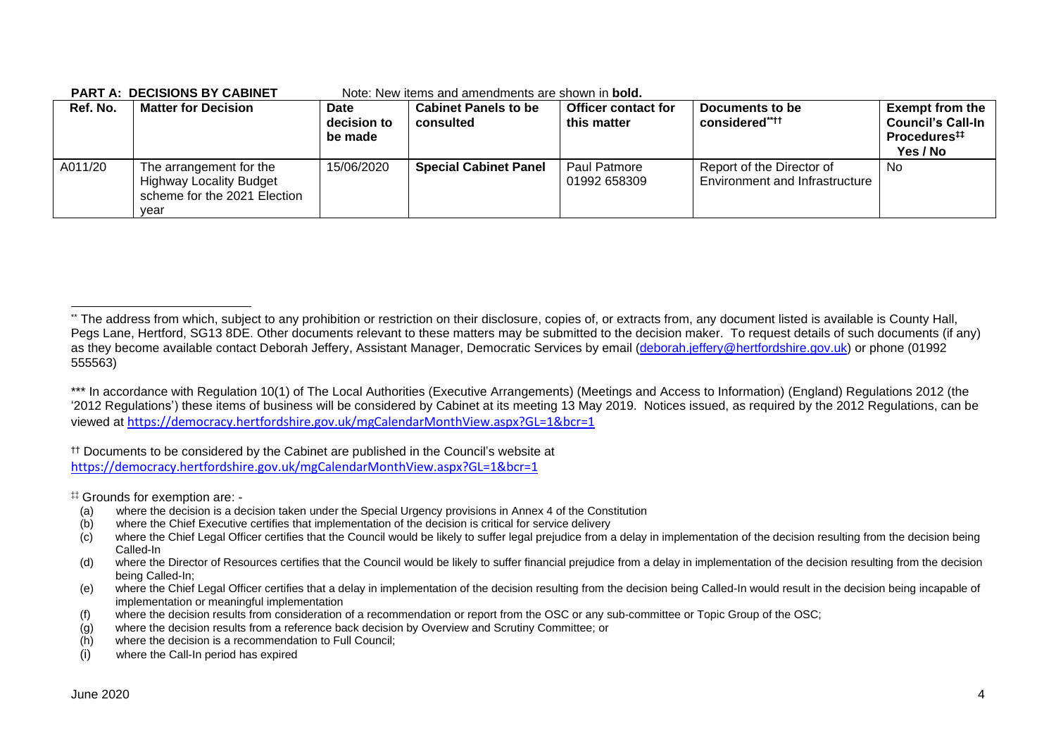**PART A: DECISIONS BY CABINET** Note: New items and amendments are shown in **bold.**

| Ref. No. | Matter for Decision | Date decision to be made | Cabinet Panels to be consulted | Officer contact for this matter | Documents to be considered[\*\*††] | Exempt from the Council's Call-In Procedures[‡‡] Yes / No |
|---|---|---|---|---|---|---|
| A011/20 | The arrangement for the Highway Locality Budget scheme for the 2021 Election year | 15/06/2020 | **Special Cabinet Panel** | Paul Patmore 01992 658309 | Report of the Director of Environment and Infrastructure | No |

[\*\*] The address from which, subject to any prohibition or restriction on their disclosure, copies of, or extracts from, any document listed is available is County Hall, Pegs Lane, Hertford, SG13 8DE. Other documents relevant to these matters may be submitted to the decision maker. To request details of such documents (if any) as they become available contact Deborah Jeffery, Assistant Manager, Democratic Services by email (deborah.jeffery@hertfordshire.gov.uk) or phone (01992 555563)

\*\*\* In accordance with Regulation 10(1) of The Local Authorities (Executive Arrangements) (Meetings and Access to Information) (England) Regulations 2012 (the '2012 Regulations') these items of business will be considered by Cabinet at its meeting 13 May 2019. Notices issued, as required by the 2012 Regulations, can be viewed at https://democracy.hertfordshire.gov.uk/mgCalendarMonthView.aspx?GL=1&bcr=1

[††] Documents to be considered by the Cabinet are published in the Council's website at https://democracy.hertfordshire.gov.uk/mgCalendarMonthView.aspx?GL=1&bcr=1

[‡‡] Grounds for exemption are: -

(a) where the decision is a decision taken under the Special Urgency provisions in Annex 4 of the Constitution
(b) where the Chief Executive certifies that implementation of the decision is critical for service delivery
(c) where the Chief Legal Officer certifies that the Council would be likely to suffer legal prejudice from a delay in implementation of the decision resulting from the decision being Called-In
(d) where the Director of Resources certifies that the Council would be likely to suffer financial prejudice from a delay in implementation of the decision resulting from the decision being Called-In;
(e) where the Chief Legal Officer certifies that a delay in implementation of the decision resulting from the decision being Called-In would result in the decision being incapable of implementation or meaningful implementation
(f) where the decision results from consideration of a recommendation or report from the OSC or any sub-committee or Topic Group of the OSC;
(g) where the decision results from a reference back decision by Overview and Scrutiny Committee; or
(h) where the decision is a recommendation to Full Council;
(i) where the Call-In period has expired

June 2020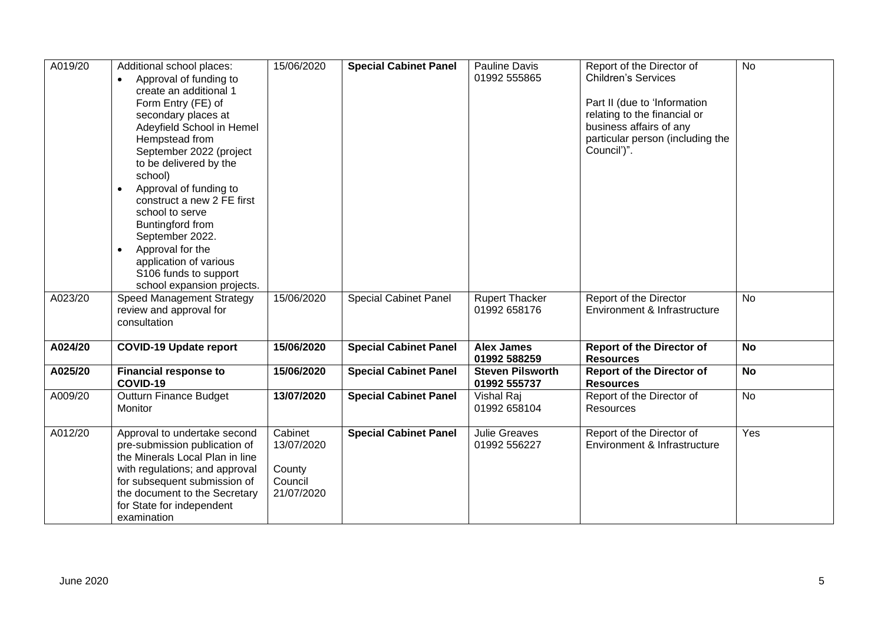| A019/20 | Additional school places:<br>• Approval of funding to create an additional 1 Form Entry (FE) of secondary places at Adeyfield School in Hemel Hempstead from September 2022 (project to be delivered by the school)<br>• Approval of funding to construct a new 2 FE first school to serve Buntingford from September 2022.<br>• Approval for the application of various S106 funds to support school expansion projects. | 15/06/2020 | **Special Cabinet Panel** | Pauline Davis 01992 555865 | Report of the Director of Children's Services<br><br>Part II (due to 'Information relating to the financial or business affairs of any particular person (including the Council')". | No |
|---|---|---|---|---|---|---|
| A023/20 | Speed Management Strategy review and approval for consultation | 15/06/2020 | Special Cabinet Panel | Rupert Thacker 01992 658176 | Report of the Director Environment & Infrastructure | No |
| **A024/20** | **COVID-19 Update report** | **15/06/2020** | **Special Cabinet Panel** | **Alex James 01992 588259** | **Report of the Director of Resources** | **No** |
| **A025/20** | **Financial response to COVID-19** | **15/06/2020** | **Special Cabinet Panel** | **Steven Pilsworth 01992 555737** | **Report of the Director of Resources** | **No** |
| A009/20 | Outturn Finance Budget Monitor | **13/07/2020** | **Special Cabinet Panel** | Vishal Raj 01992 658104 | Report of the Director of Resources | No |
| A012/20 | Approval to undertake second pre-submission publication of the Minerals Local Plan in line with regulations; and approval for subsequent submission of the document to the Secretary for State for independent examination | Cabinet 13/07/2020<br><br>County Council 21/07/2020 | **Special Cabinet Panel** | Julie Greaves 01992 556227 | Report of the Director of Environment & Infrastructure | Yes |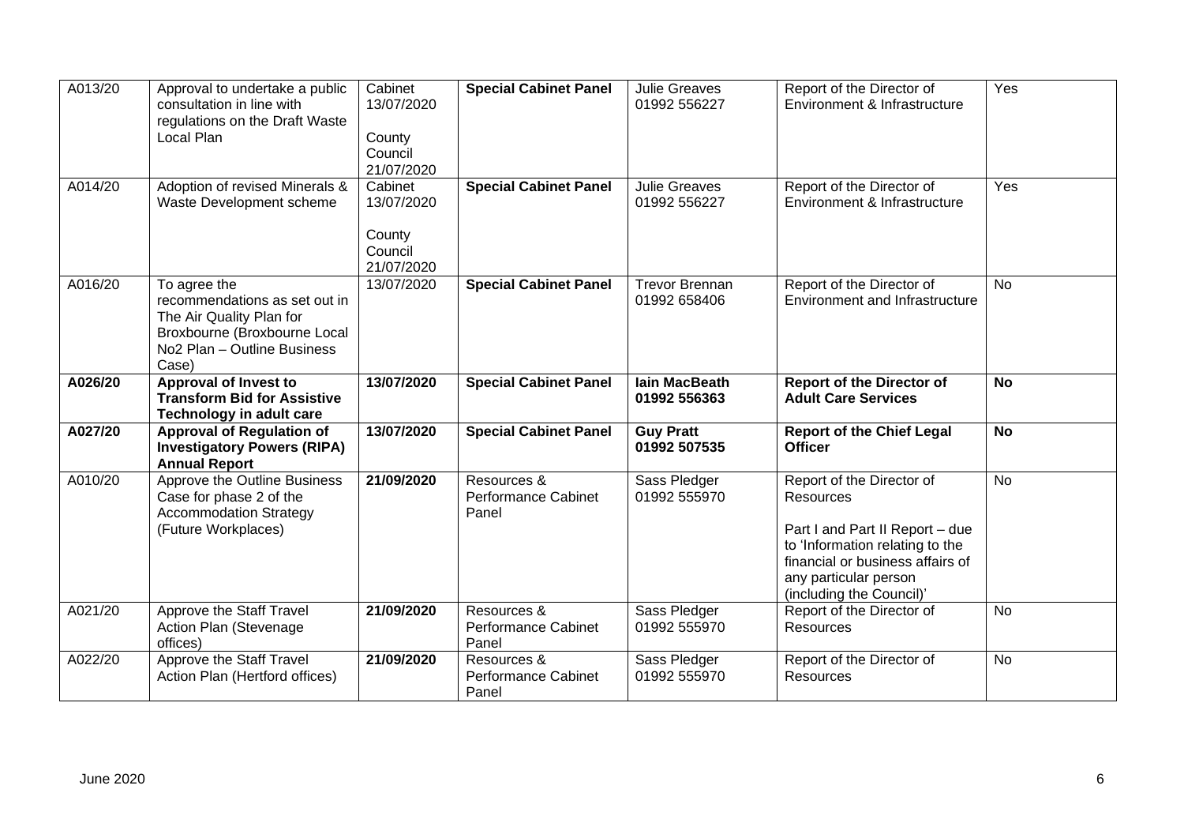| A013/20 | Approval to undertake a public consultation in line with regulations on the Draft Waste Local Plan | Cabinet 13/07/2020<br><br>County Council 21/07/2020 | **Special Cabinet Panel** | Julie Greaves 01992 556227 | Report of the Director of Environment & Infrastructure | Yes |
|---|---|---|---|---|---|---|
| A014/20 | Adoption of revised Minerals & Waste Development scheme | Cabinet 13/07/2020<br><br>County Council 21/07/2020 | **Special Cabinet Panel** | Julie Greaves 01992 556227 | Report of the Director of Environment & Infrastructure | Yes |
| A016/20 | To agree the recommendations as set out in The Air Quality Plan for Broxbourne (Broxbourne Local No2 Plan – Outline Business Case) | 13/07/2020 | **Special Cabinet Panel** | Trevor Brennan 01992 658406 | Report of the Director of Environment and Infrastructure | No |
| **A026/20** | **Approval of Invest to Transform Bid for Assistive Technology in adult care** | **13/07/2020** | **Special Cabinet Panel** | **Iain MacBeath 01992 556363** | **Report of the Director of Adult Care Services** | **No** |
| **A027/20** | **Approval of Regulation of Investigatory Powers (RIPA) Annual Report** | **13/07/2020** | **Special Cabinet Panel** | **Guy Pratt 01992 507535** | **Report of the Chief Legal Officer** | **No** |
| A010/20 | Approve the Outline Business Case for phase 2 of the Accommodation Strategy (Future Workplaces) | **21/09/2020** | Resources & Performance Cabinet Panel | Sass Pledger 01992 555970 | Report of the Director of Resources<br><br>Part I and Part II Report – due to 'Information relating to the financial or business affairs of any particular person (including the Council)' | No |
| A021/20 | Approve the Staff Travel Action Plan (Stevenage offices) | **21/09/2020** | Resources & Performance Cabinet Panel | Sass Pledger 01992 555970 | Report of the Director of Resources | No |
| A022/20 | Approve the Staff Travel Action Plan (Hertford offices) | **21/09/2020** | Resources & Performance Cabinet Panel | Sass Pledger 01992 555970 | Report of the Director of Resources | No |

June 2020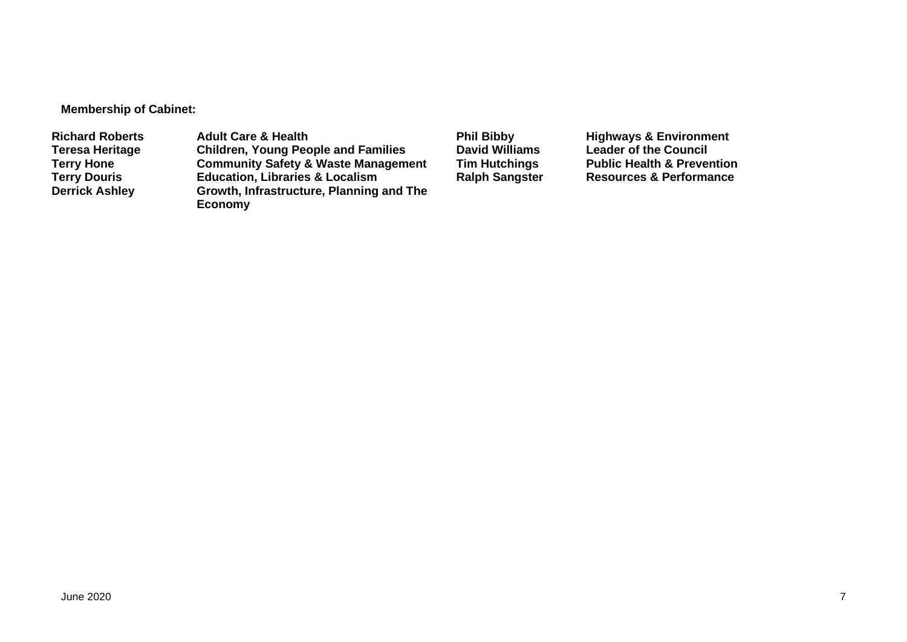**Membership of Cabinet:**

| | | | |
|---|---|---|---|
| **Richard Roberts** | **Adult Care & Health** | **Phil Bibby** | **Highways & Environment** |
| **Teresa Heritage** | **Children, Young People and Families** | **David Williams** | **Leader of the Council** |
| **Terry Hone** | **Community Safety & Waste Management** | **Tim Hutchings** | **Public Health & Prevention** |
| **Terry Douris** | **Education, Libraries & Localism** | **Ralph Sangster** | **Resources & Performance** |
| **Derrick Ashley** | **Growth, Infrastructure, Planning and The Economy** | | |

June 2020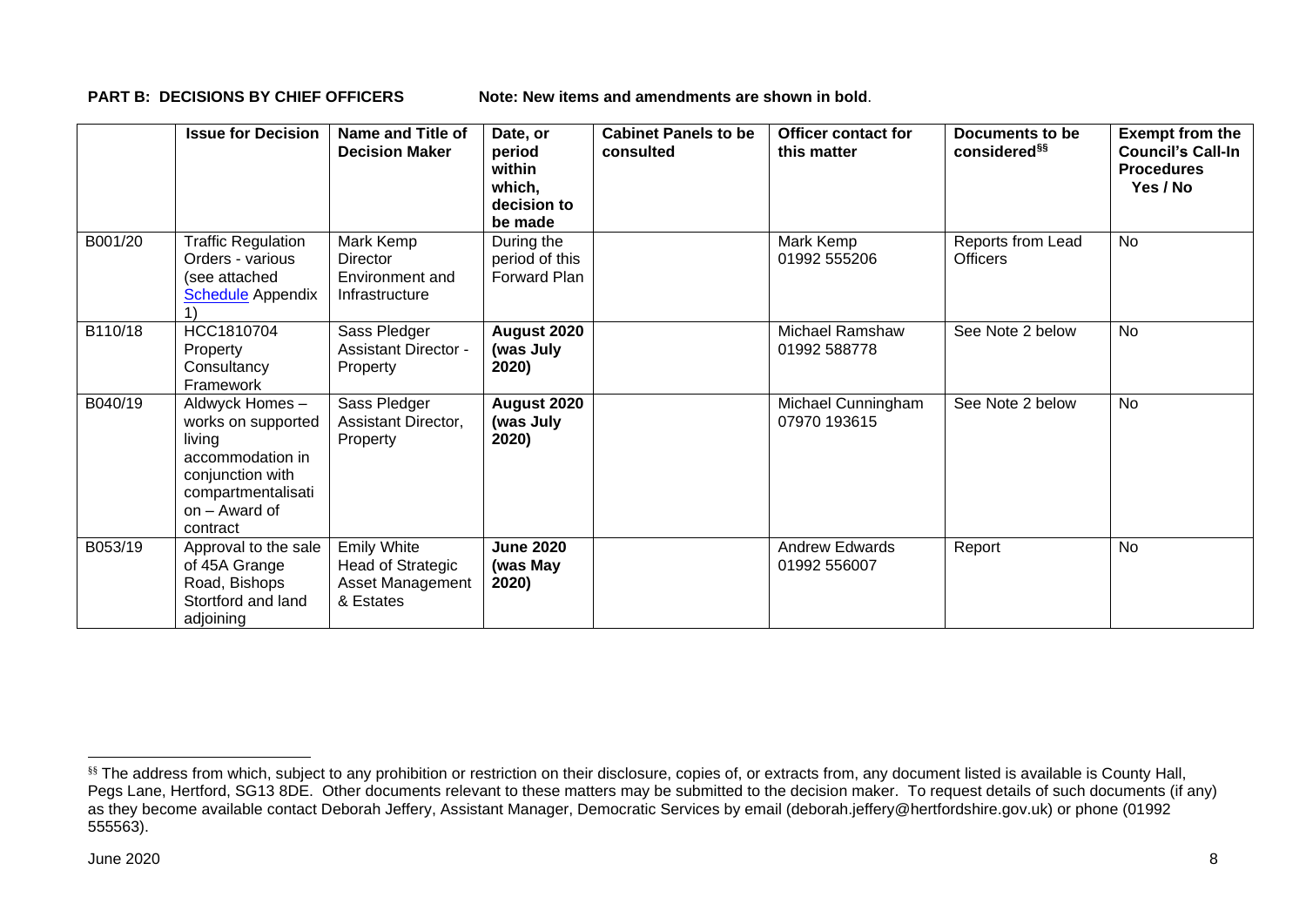**PART B: DECISIONS BY CHIEF OFFICERS** Note: New items and amendments are shown in bold.

| | Issue for Decision | Name and Title of Decision Maker | Date, or period within which, decision to be made | Cabinet Panels to be consulted | Officer contact for this matter | Documents to be considered[§§] | Exempt from the Council's Call-In Procedures Yes / No |
|---|---|---|---|---|---|---|---|
| B001/20 | Traffic Regulation Orders - various (see attached Schedule Appendix 1) | Mark Kemp Director Environment and Infrastructure | During the period of this Forward Plan | | Mark Kemp 01992 555206 | Reports from Lead Officers | No |
| B110/18 | HCC1810704 Property Consultancy Framework | Sass Pledger Assistant Director - Property | **August 2020 (was July 2020)** | | Michael Ramshaw 01992 588778 | See Note 2 below | No |
| B040/19 | Aldwyck Homes – works on supported living accommodation in conjunction with compartmentalisation – Award of contract | Sass Pledger Assistant Director, Property | **August 2020 (was July 2020)** | | Michael Cunningham 07970 193615 | See Note 2 below | No |
| B053/19 | Approval to the sale of 45A Grange Road, Bishops Stortford and land adjoining | Emily White Head of Strategic Asset Management & Estates | **June 2020 (was May 2020)** | | Andrew Edwards 01992 556007 | Report | No |

[§§] The address from which, subject to any prohibition or restriction on their disclosure, copies of, or extracts from, any document listed is available is County Hall, Pegs Lane, Hertford, SG13 8DE. Other documents relevant to these matters may be submitted to the decision maker. To request details of such documents (if any) as they become available contact Deborah Jeffery, Assistant Manager, Democratic Services by email (deborah.jeffery@hertfordshire.gov.uk) or phone (01992 555563).

June 2020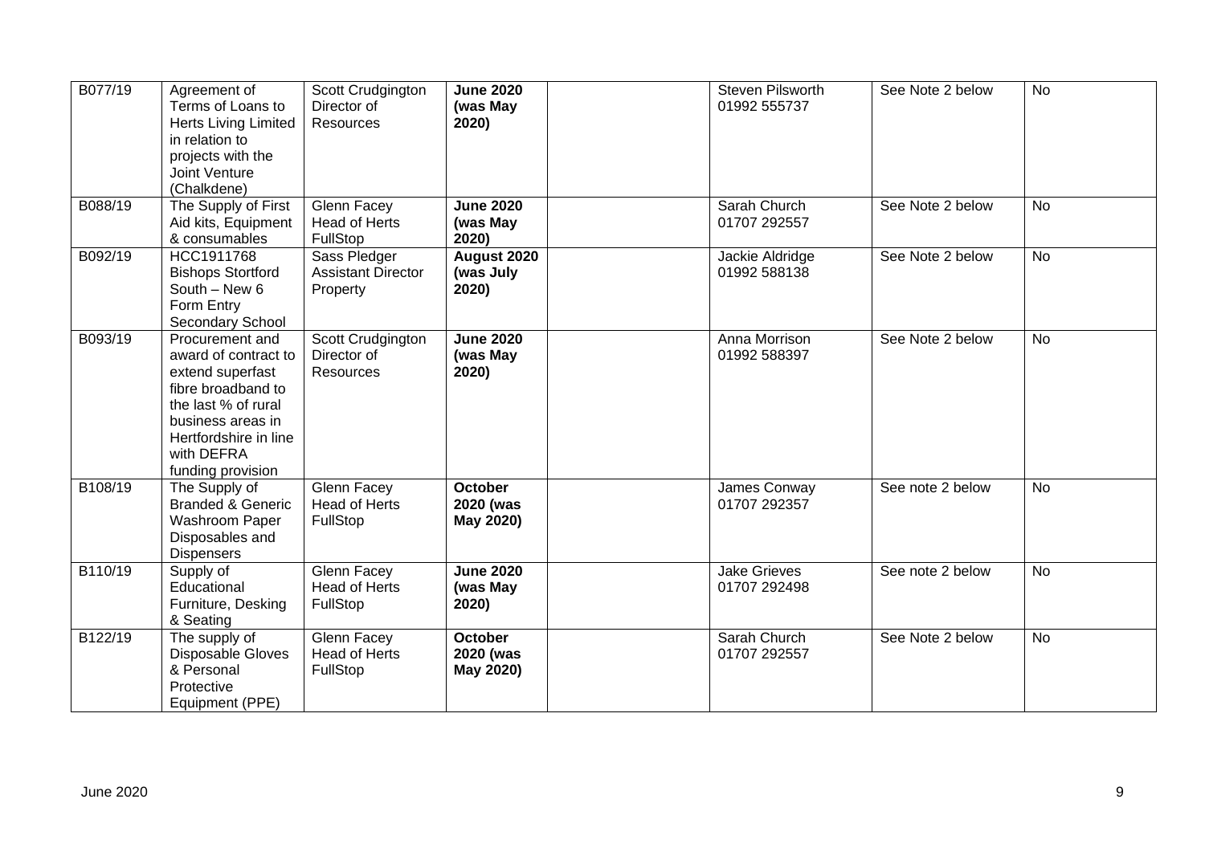| | | | | | | | |
|---|---|---|---|---|---|---|---|
| B077/19 | Agreement of Terms of Loans to Herts Living Limited in relation to projects with the Joint Venture (Chalkdene) | Scott Crudgington Director of Resources | **June 2020 (was May 2020)** | | Steven Pilsworth 01992 555737 | See Note 2 below | No |
| B088/19 | The Supply of First Aid kits, Equipment & consumables | Glenn Facey Head of Herts FullStop | **June 2020 (was May 2020)** | | Sarah Church 01707 292557 | See Note 2 below | No |
| B092/19 | HCC1911768 Bishops Stortford South – New 6 Form Entry Secondary School | Sass Pledger Assistant Director Property | **August 2020 (was July 2020)** | | Jackie Aldridge 01992 588138 | See Note 2 below | No |
| B093/19 | Procurement and award of contract to extend superfast fibre broadband to the last % of rural business areas in Hertfordshire in line with DEFRA funding provision | Scott Crudgington Director of Resources | **June 2020 (was May 2020)** | | Anna Morrison 01992 588397 | See Note 2 below | No |
| B108/19 | The Supply of Branded & Generic Washroom Paper Disposables and Dispensers | Glenn Facey Head of Herts FullStop | **October 2020 (was May 2020)** | | James Conway 01707 292357 | See note 2 below | No |
| B110/19 | Supply of Educational Furniture, Desking & Seating | Glenn Facey Head of Herts FullStop | **June 2020 (was May 2020)** | | Jake Grieves 01707 292498 | See note 2 below | No |
| B122/19 | The supply of Disposable Gloves & Personal Protective Equipment (PPE) | Glenn Facey Head of Herts FullStop | **October 2020 (was May 2020)** | | Sarah Church 01707 292557 | See Note 2 below | No |

June 2020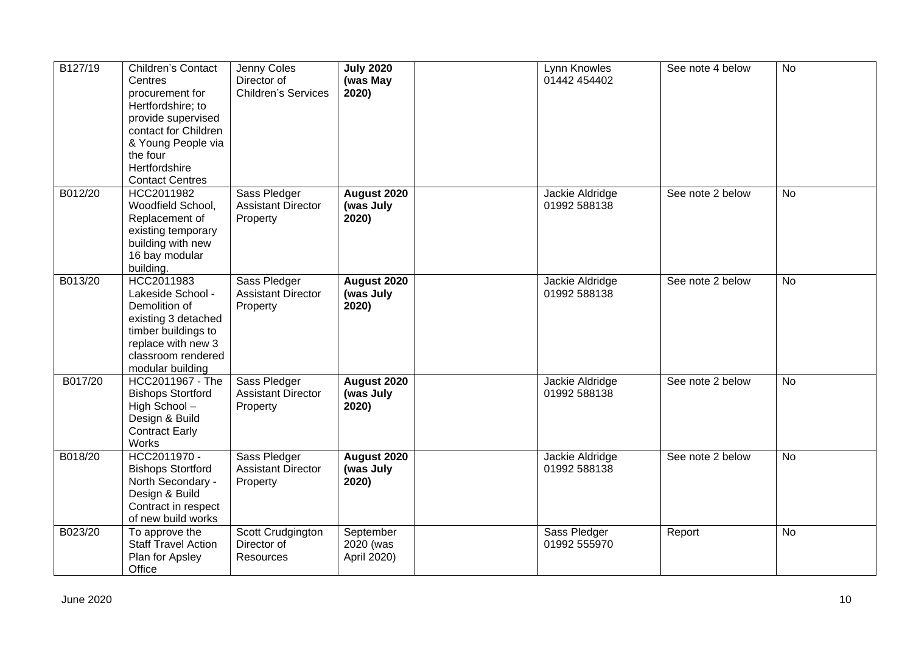| | | | | | | | |
|---|---|---|---|---|---|---|---|
| B127/19 | Children's Contact Centres procurement for Hertfordshire; to provide supervised contact for Children & Young People via the four Hertfordshire Contact Centres | Jenny Coles Director of Children's Services | **July 2020 (was May 2020)** | | Lynn Knowles 01442 454402 | See note 4 below | No |
| B012/20 | HCC2011982 Woodfield School, Replacement of existing temporary building with new 16 bay modular building. | Sass Pledger Assistant Director Property | **August 2020 (was July 2020)** | | Jackie Aldridge 01992 588138 | See note 2 below | No |
| B013/20 | HCC2011983 Lakeside School - Demolition of existing 3 detached timber buildings to replace with new 3 classroom rendered modular building | Sass Pledger Assistant Director Property | **August 2020 (was July 2020)** | | Jackie Aldridge 01992 588138 | See note 2 below | No |
| B017/20 | HCC2011967 - The Bishops Stortford High School – Design & Build Contract Early Works | Sass Pledger Assistant Director Property | **August 2020 (was July 2020)** | | Jackie Aldridge 01992 588138 | See note 2 below | No |
| B018/20 | HCC2011970 - Bishops Stortford North Secondary - Design & Build Contract in respect of new build works | Sass Pledger Assistant Director Property | **August 2020 (was July 2020)** | | Jackie Aldridge 01992 588138 | See note 2 below | No |
| B023/20 | To approve the Staff Travel Action Plan for Apsley Office | Scott Crudgington Director of Resources | September 2020 (was April 2020) | | Sass Pledger 01992 555970 | Report | No |

June 2020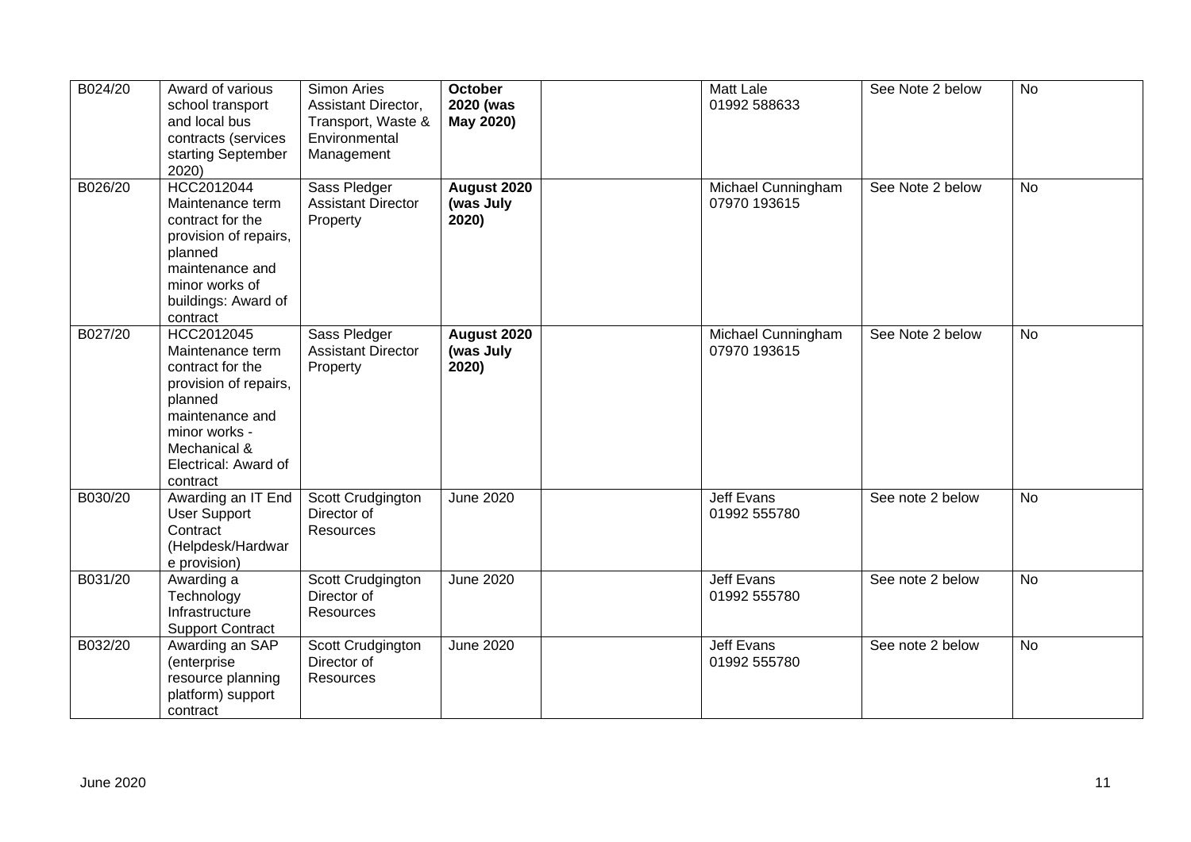| | | | | | | | |
|---|---|---|---|---|---|---|---|
| B024/20 | Award of various school transport and local bus contracts (services starting September 2020) | Simon Aries Assistant Director, Transport, Waste & Environmental Management | **October 2020 (was May 2020)** | | Matt Lale 01992 588633 | See Note 2 below | No |
| B026/20 | HCC2012044 Maintenance term contract for the provision of repairs, planned maintenance and minor works of buildings: Award of contract | Sass Pledger Assistant Director Property | **August 2020 (was July 2020)** | | Michael Cunningham 07970 193615 | See Note 2 below | No |
| B027/20 | HCC2012045 Maintenance term contract for the provision of repairs, planned maintenance and minor works - Mechanical & Electrical: Award of contract | Sass Pledger Assistant Director Property | **August 2020 (was July 2020)** | | Michael Cunningham 07970 193615 | See Note 2 below | No |
| B030/20 | Awarding an IT End User Support Contract (Helpdesk/Hardware provision) | Scott Crudgington Director of Resources | June 2020 | | Jeff Evans 01992 555780 | See note 2 below | No |
| B031/20 | Awarding a Technology Infrastructure Support Contract | Scott Crudgington Director of Resources | June 2020 | | Jeff Evans 01992 555780 | See note 2 below | No |
| B032/20 | Awarding an SAP (enterprise resource planning platform) support contract | Scott Crudgington Director of Resources | June 2020 | | Jeff Evans 01992 555780 | See note 2 below | No |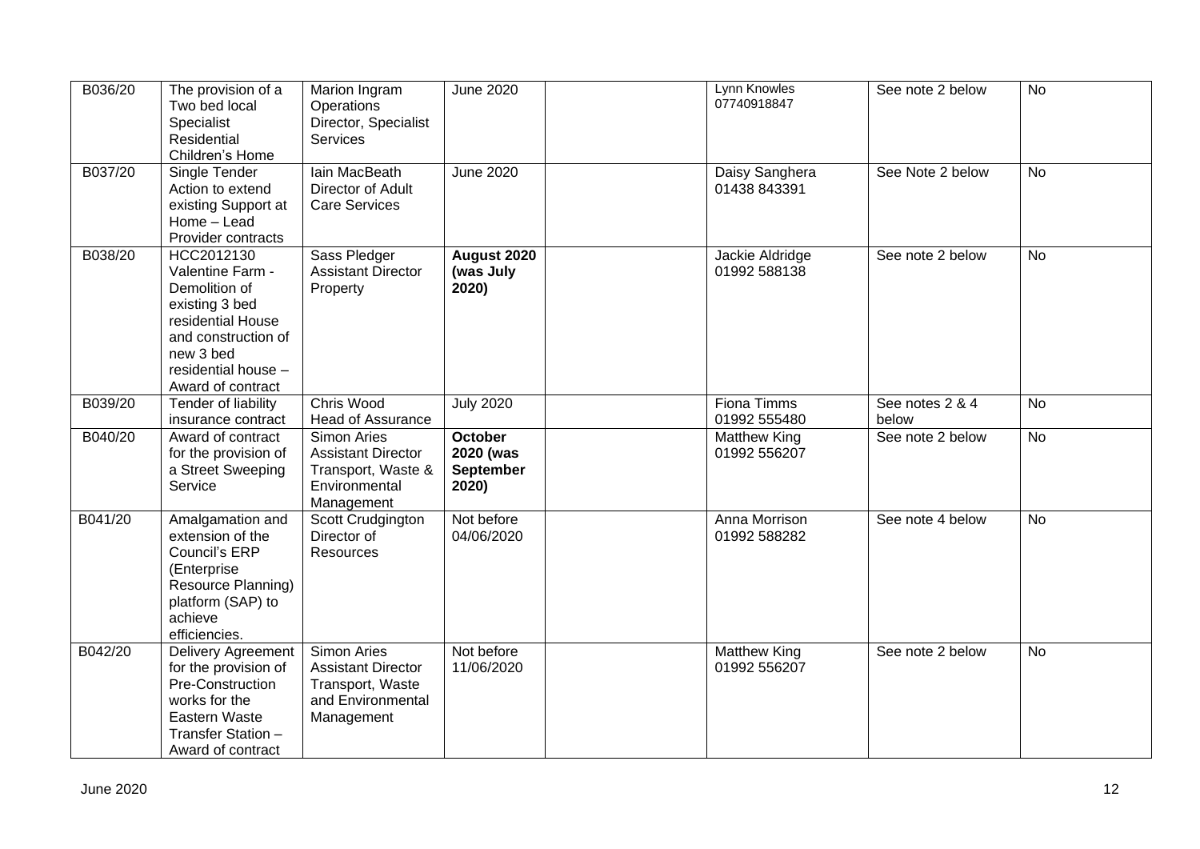| B036/20 | The provision of a Two bed local Specialist Residential Children's Home | Marion Ingram Operations Director, Specialist Services | June 2020 | | Lynn Knowles 07740918847 | See note 2 below | No |
|---|---|---|---|---|---|---|---|
| B037/20 | Single Tender Action to extend existing Support at Home – Lead Provider contracts | Iain MacBeath Director of Adult Care Services | June 2020 | | Daisy Sanghera 01438 843391 | See Note 2 below | No |
| B038/20 | HCC2012130 Valentine Farm - Demolition of existing 3 bed residential House and construction of new 3 bed residential house – Award of contract | Sass Pledger Assistant Director Property | **August 2020 (was July 2020)** | | Jackie Aldridge 01992 588138 | See note 2 below | No |
| B039/20 | Tender of liability insurance contract | Chris Wood Head of Assurance | July 2020 | | Fiona Timms 01992 555480 | See notes 2 & 4 below | No |
| B040/20 | Award of contract for the provision of a Street Sweeping Service | Simon Aries Assistant Director Transport, Waste & Environmental Management | **October 2020 (was September 2020)** | | Matthew King 01992 556207 | See note 2 below | No |
| B041/20 | Amalgamation and extension of the Council's ERP (Enterprise Resource Planning) platform (SAP) to achieve efficiencies. | Scott Crudgington Director of Resources | Not before 04/06/2020 | | Anna Morrison 01992 588282 | See note 4 below | No |
| B042/20 | Delivery Agreement for the provision of Pre-Construction works for the Eastern Waste Transfer Station – Award of contract | Simon Aries Assistant Director Transport, Waste and Environmental Management | Not before 11/06/2020 | | Matthew King 01992 556207 | See note 2 below | No |

June 2020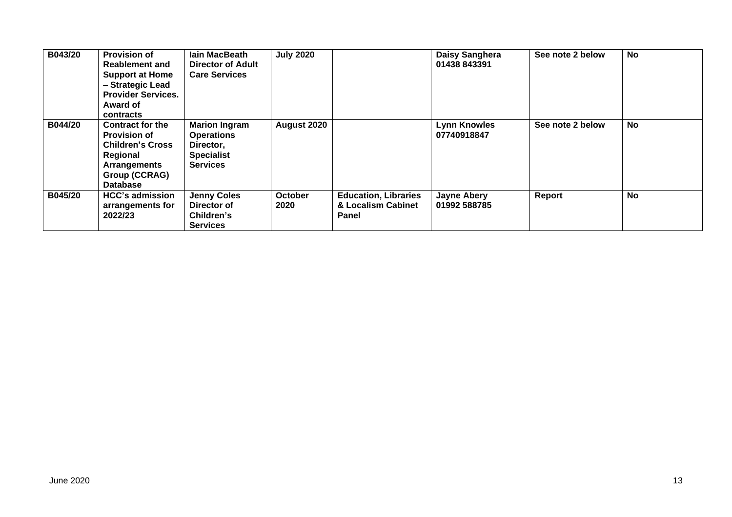| B043/20 | **Provision of Reablement and Support at Home – Strategic Lead Provider Services. Award of contracts** | **Iain MacBeath Director of Adult Care Services** | **July 2020** | | **Daisy Sanghera 01438 843391** | **See note 2 below** | **No** |
|---|---|---|---|---|---|---|---|
| **B044/20** | **Contract for the Provision of Children's Cross Regional Arrangements Group (CCRAG) Database** | **Marion Ingram Operations Director, Specialist Services** | **August 2020** | | **Lynn Knowles 07740918847** | **See note 2 below** | **No** |
| **B045/20** | **HCC's admission arrangements for 2022/23** | **Jenny Coles Director of Children's Services** | **October 2020** | **Education, Libraries & Localism Cabinet Panel** | **Jayne Abery 01992 588785** | **Report** | **No** |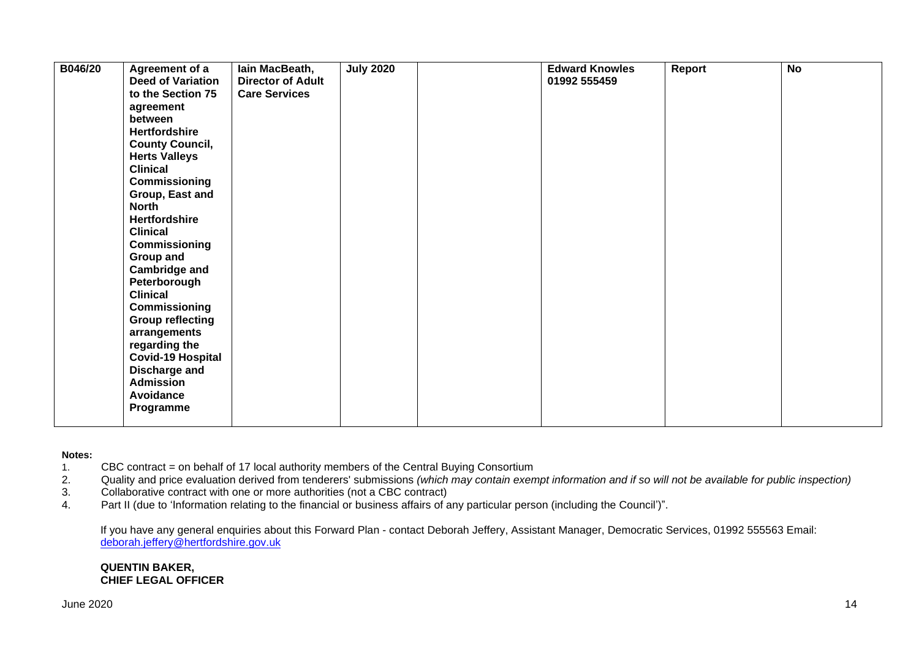| B046/20 | Agreement of a Deed of Variation to the Section 75 agreement between Hertfordshire County Council, Herts Valleys Clinical Commissioning Group, East and North Hertfordshire Clinical Commissioning Group and Cambridge and Peterborough Clinical Commissioning Group reflecting arrangements regarding the Covid-19 Hospital Discharge and Admission Avoidance Programme | Iain MacBeath, Director of Adult Care Services | July 2020 | | Edward Knowles 01992 555459 | Report | No |
|---|---|---|---|---|---|---|---|

**Notes:**

1. CBC contract = on behalf of 17 local authority members of the Central Buying Consortium
2. Quality and price evaluation derived from tenderers' submissions *(which may contain exempt information and if so will not be available for public inspection)*
3. Collaborative contract with one or more authorities (not a CBC contract)
4. Part II (due to 'Information relating to the financial or business affairs of any particular person (including the Council')".

If you have any general enquiries about this Forward Plan - contact Deborah Jeffery, Assistant Manager, Democratic Services, 01992 555563 Email: deborah.jeffery@hertfordshire.gov.uk

**QUENTIN BAKER,**
**CHIEF LEGAL OFFICER**

June 2020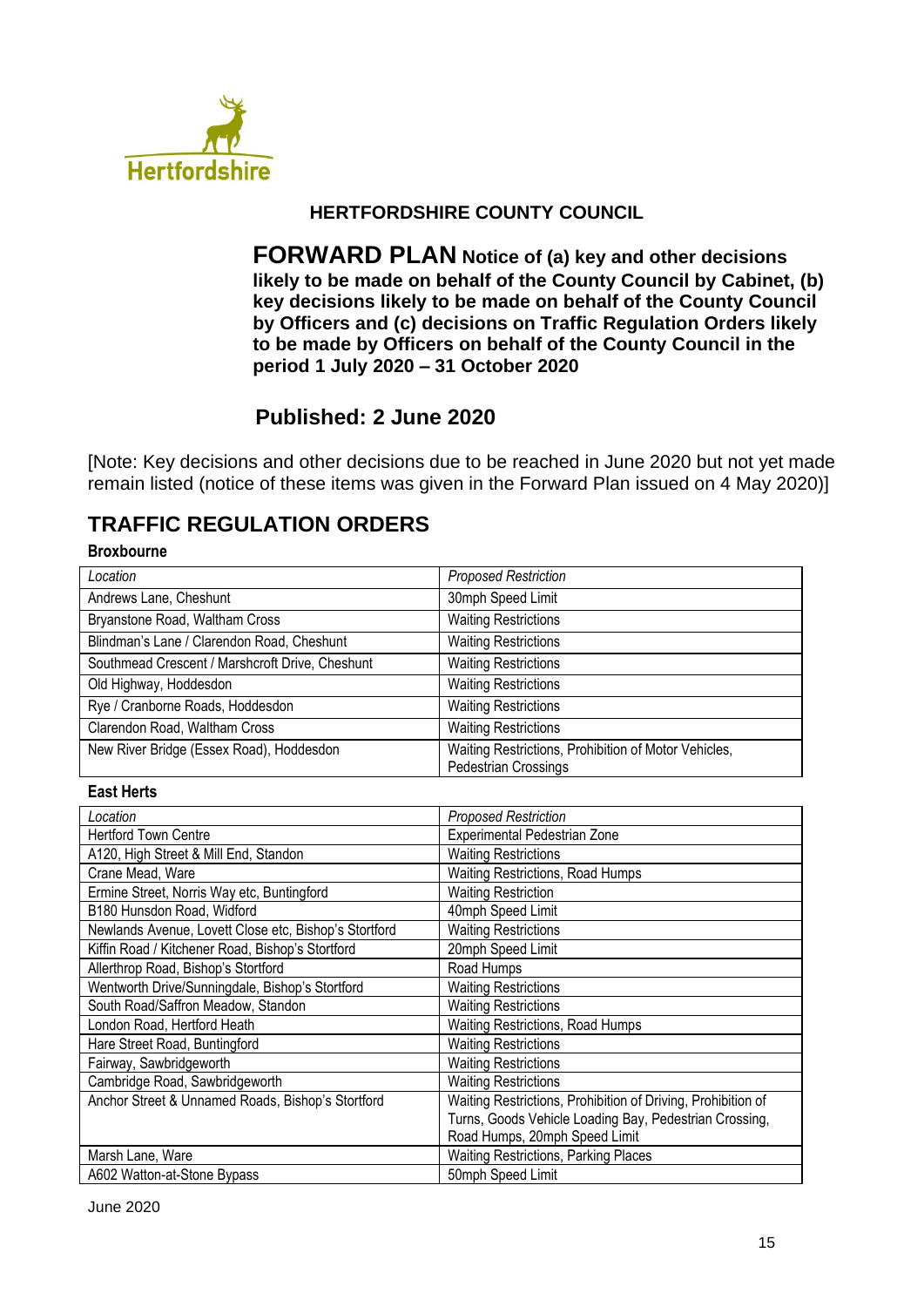**HERTFORDSHIRE COUNTY COUNCIL**

# FORWARD PLAN Notice of (a) key and other decisions likely to be made on behalf of the County Council by Cabinet, (b) key decisions likely to be made on behalf of the County Council by Officers and (c) decisions on Traffic Regulation Orders likely to be made by Officers on behalf of the County Council in the period 1 July 2020 – 31 October 2020

## Published: 2 June 2020

[Note: Key decisions and other decisions due to be reached in June 2020 but not yet made remain listed (notice of these items was given in the Forward Plan issued on 4 May 2020)]

## TRAFFIC REGULATION ORDERS

### Broxbourne

| Location | Proposed Restriction |
|---|---|
| Andrews Lane, Cheshunt | 30mph Speed Limit |
| Bryanstone Road, Waltham Cross | Waiting Restrictions |
| Blindman's Lane / Clarendon Road, Cheshunt | Waiting Restrictions |
| Southmead Crescent / Marshcroft Drive, Cheshunt | Waiting Restrictions |
| Old Highway, Hoddesdon | Waiting Restrictions |
| Rye / Cranborne Roads, Hoddesdon | Waiting Restrictions |
| Clarendon Road, Waltham Cross | Waiting Restrictions |
| New River Bridge (Essex Road), Hoddesdon | Waiting Restrictions, Prohibition of Motor Vehicles, Pedestrian Crossings |

### East Herts

| Location | Proposed Restriction |
|---|---|
| Hertford Town Centre | Experimental Pedestrian Zone |
| A120, High Street & Mill End, Standon | Waiting Restrictions |
| Crane Mead, Ware | Waiting Restrictions, Road Humps |
| Ermine Street, Norris Way etc, Buntingford | Waiting Restriction |
| B180 Hunsdon Road, Widford | 40mph Speed Limit |
| Newlands Avenue, Lovett Close etc, Bishop's Stortford | Waiting Restrictions |
| Kiffin Road / Kitchener Road, Bishop's Stortford | 20mph Speed Limit |
| Allerthrop Road, Bishop's Stortford | Road Humps |
| Wentworth Drive/Sunningdale, Bishop's Stortford | Waiting Restrictions |
| South Road/Saffron Meadow, Standon | Waiting Restrictions |
| London Road, Hertford Heath | Waiting Restrictions, Road Humps |
| Hare Street Road, Buntingford | Waiting Restrictions |
| Fairway, Sawbridgeworth | Waiting Restrictions |
| Cambridge Road, Sawbridgeworth | Waiting Restrictions |
| Anchor Street & Unnamed Roads, Bishop's Stortford | Waiting Restrictions, Prohibition of Driving, Prohibition of Turns, Goods Vehicle Loading Bay, Pedestrian Crossing, Road Humps, 20mph Speed Limit |
| Marsh Lane, Ware | Waiting Restrictions, Parking Places |
| A602 Watton-at-Stone Bypass | 50mph Speed Limit |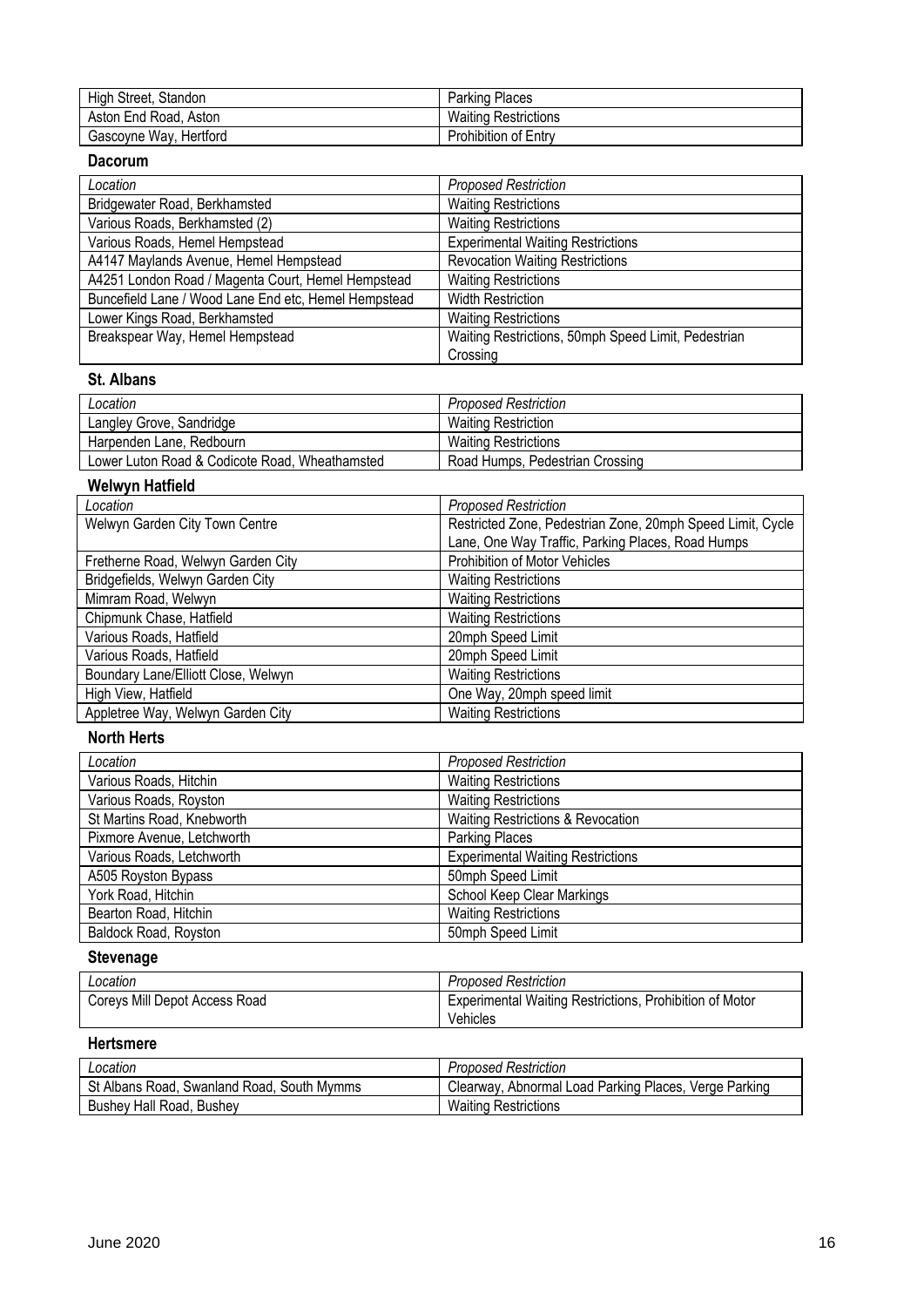| High Street, Standon | Parking Places |
|---|---|
| Aston End Road, Aston | Waiting Restrictions |
| Gascoyne Way, Hertford | Prohibition of Entry |

**Dacorum**

| *Location* | *Proposed Restriction* |
|---|---|
| Bridgewater Road, Berkhamsted | Waiting Restrictions |
| Various Roads, Berkhamsted (2) | Waiting Restrictions |
| Various Roads, Hemel Hempstead | Experimental Waiting Restrictions |
| A4147 Maylands Avenue, Hemel Hempstead | Revocation Waiting Restrictions |
| A4251 London Road / Magenta Court, Hemel Hempstead | Waiting Restrictions |
| Buncefield Lane / Wood Lane End etc, Hemel Hempstead | Width Restriction |
| Lower Kings Road, Berkhamsted | Waiting Restrictions |
| Breakspear Way, Hemel Hempstead | Waiting Restrictions, 50mph Speed Limit, Pedestrian Crossing |

**St. Albans**

| *Location* | *Proposed Restriction* |
|---|---|
| Langley Grove, Sandridge | Waiting Restriction |
| Harpenden Lane, Redbourn | Waiting Restrictions |
| Lower Luton Road & Codicote Road, Wheathamsted | Road Humps, Pedestrian Crossing |

**Welwyn Hatfield**

| *Location* | *Proposed Restriction* |
|---|---|
| Welwyn Garden City Town Centre | Restricted Zone, Pedestrian Zone, 20mph Speed Limit, Cycle Lane, One Way Traffic, Parking Places, Road Humps |
| Fretherne Road, Welwyn Garden City | Prohibition of Motor Vehicles |
| Bridgefields, Welwyn Garden City | Waiting Restrictions |
| Mimram Road, Welwyn | Waiting Restrictions |
| Chipmunk Chase, Hatfield | Waiting Restrictions |
| Various Roads, Hatfield | 20mph Speed Limit |
| Various Roads, Hatfield | 20mph Speed Limit |
| Boundary Lane/Elliott Close, Welwyn | Waiting Restrictions |
| High View, Hatfield | One Way, 20mph speed limit |
| Appletree Way, Welwyn Garden City | Waiting Restrictions |

**North Herts**

| *Location* | *Proposed Restriction* |
|---|---|
| Various Roads, Hitchin | Waiting Restrictions |
| Various Roads, Royston | Waiting Restrictions |
| St Martins Road, Knebworth | Waiting Restrictions & Revocation |
| Pixmore Avenue, Letchworth | Parking Places |
| Various Roads, Letchworth | Experimental Waiting Restrictions |
| A505 Royston Bypass | 50mph Speed Limit |
| York Road, Hitchin | School Keep Clear Markings |
| Bearton Road, Hitchin | Waiting Restrictions |
| Baldock Road, Royston | 50mph Speed Limit |

**Stevenage**

| *Location* | *Proposed Restriction* |
|---|---|
| Coreys Mill Depot Access Road | Experimental Waiting Restrictions, Prohibition of Motor Vehicles |

**Hertsmere**

| *Location* | *Proposed Restriction* |
|---|---|
| St Albans Road, Swanland Road, South Mymms | Clearway, Abnormal Load Parking Places, Verge Parking |
| Bushey Hall Road, Bushey | Waiting Restrictions |

June 2020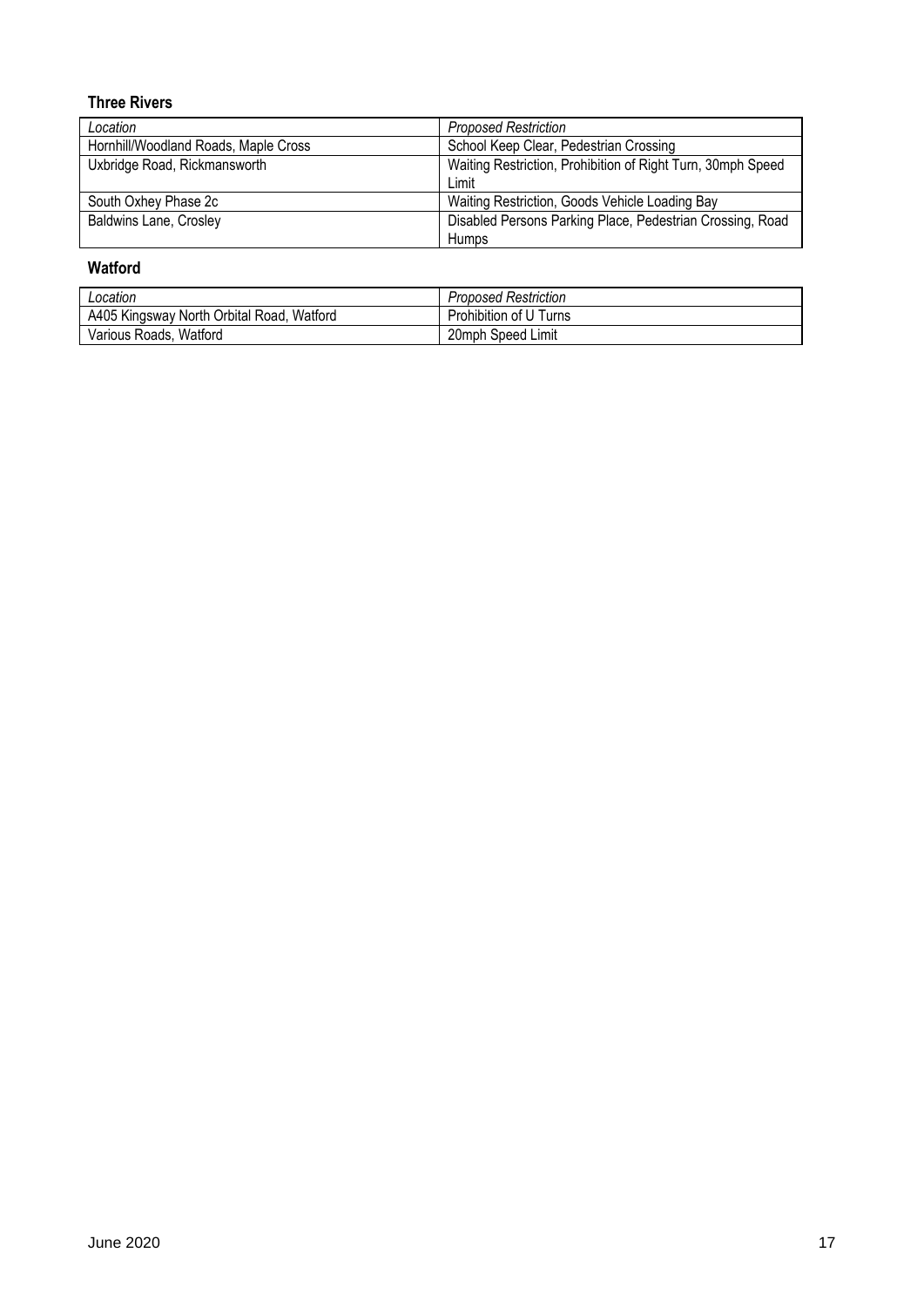### Three Rivers

| *Location* | *Proposed Restriction* |
|---|---|
| Hornhill/Woodland Roads, Maple Cross | School Keep Clear, Pedestrian Crossing |
| Uxbridge Road, Rickmansworth | Waiting Restriction, Prohibition of Right Turn, 30mph Speed Limit |
| South Oxhey Phase 2c | Waiting Restriction, Goods Vehicle Loading Bay |
| Baldwins Lane, Crosley | Disabled Persons Parking Place, Pedestrian Crossing, Road Humps |

### Watford

| *Location* | *Proposed Restriction* |
|---|---|
| A405 Kingsway North Orbital Road, Watford | Prohibition of U Turns |
| Various Roads, Watford | 20mph Speed Limit |